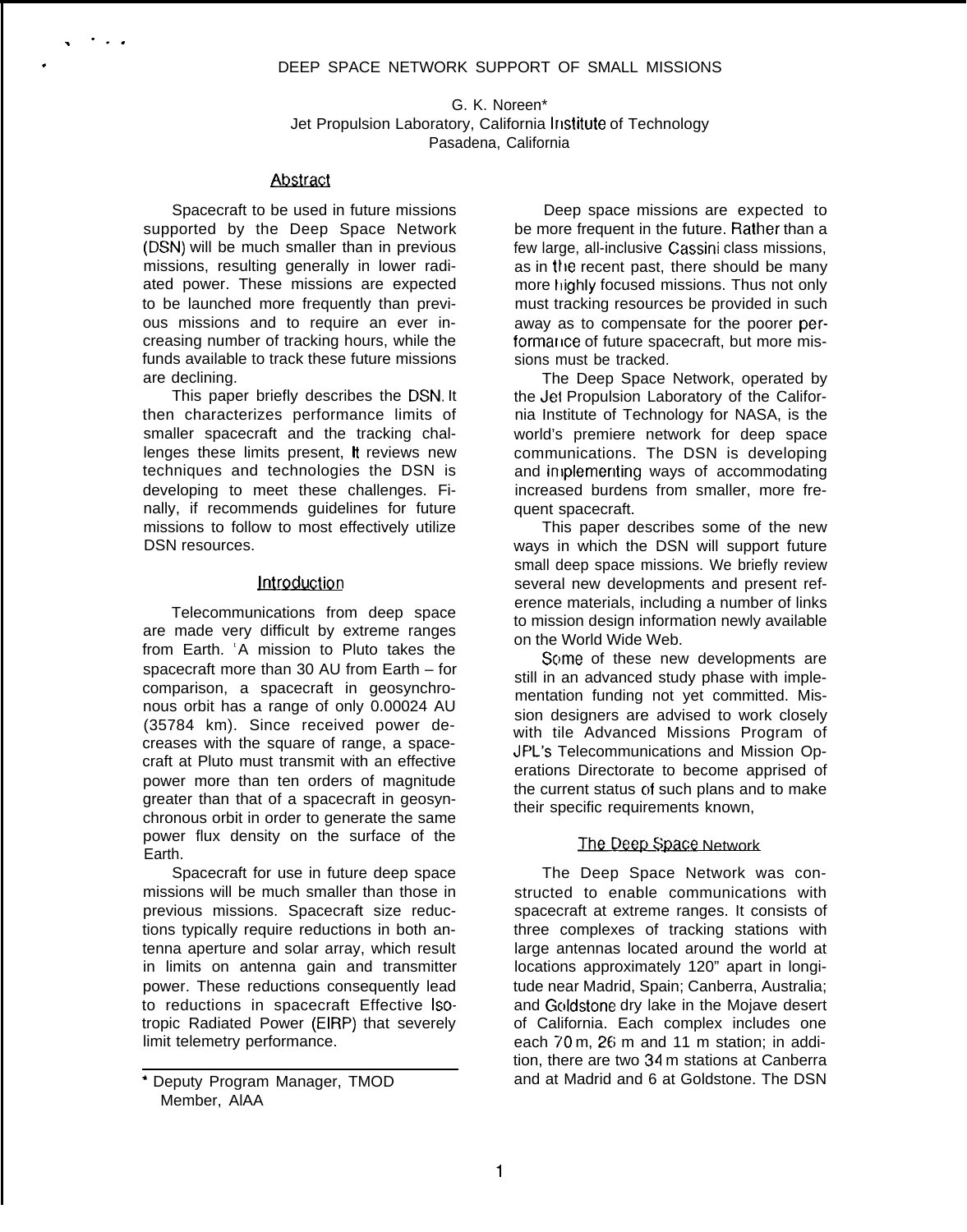# DEEP SPACE NETWORK SUPPORT OF SMALL MISSIONS

G. K. Noreen*
Jet Propulsion Laboratory, California Institute of Technology
Pasadena, California

## Abstract

Spacecraft to be used in future missions supported by the Deep Space Network (DSN) will be much smaller than in previous missions, resulting generally in lower radiated power. These missions are expected to be launched more frequently than previous missions and to require an ever increasing number of tracking hours, while the funds available to track these future missions are declining.

This paper briefly describes the DSN. It then characterizes performance limits of smaller spacecraft and the tracking challenges these limits present, It reviews new techniques and technologies the DSN is developing to meet these challenges. Finally, if recommends guidelines for future missions to follow to most effectively utilize DSN resources.

## Introduction

Telecommunications from deep space are made very difficult by extreme ranges from Earth. A mission to Pluto takes the spacecraft more than 30 AU from Earth – for comparison, a spacecraft in geosynchronous orbit has a range of only 0.00024 AU (35784 km). Since received power decreases with the square of range, a spacecraft at Pluto must transmit with an effective power more than ten orders of magnitude greater than that of a spacecraft in geosynchronous orbit in order to generate the same power flux density on the surface of the Earth.

Spacecraft for use in future deep space missions will be much smaller than those in previous missions. Spacecraft size reductions typically require reductions in both antenna aperture and solar array, which result in limits on antenna gain and transmitter power. These reductions consequently lead to reductions in spacecraft Effective Isotropic Radiated Power (EIRP) that severely limit telemetry performance.

Deep space missions are expected to be more frequent in the future. Rather than a few large, all-inclusive Cassini class missions, as in the recent past, there should be many more highly focused missions. Thus not only must tracking resources be provided in such away as to compensate for the poorer performance of future spacecraft, but more missions must be tracked.

The Deep Space Network, operated by the Jet Propulsion Laboratory of the California Institute of Technology for NASA, is the world's premiere network for deep space communications. The DSN is developing and implementing ways of accommodating increased burdens from smaller, more frequent spacecraft.

This paper describes some of the new ways in which the DSN will support future small deep space missions. We briefly review several new developments and present reference materials, including a number of links to mission design information newly available on the World Wide Web.

Some of these new developments are still in an advanced study phase with implementation funding not yet committed. Mission designers are advised to work closely with tile Advanced Missions Program of JPL's Telecommunications and Mission Operations Directorate to become apprised of the current status of such plans and to make their specific requirements known,

## The Deep Space Network

The Deep Space Network was constructed to enable communications with spacecraft at extreme ranges. It consists of three complexes of tracking stations with large antennas located around the world at locations approximately 120" apart in longitude near Madrid, Spain; Canberra, Australia; and Goldstone dry lake in the Mojave desert of California. Each complex includes one each 70 m, 26 m and 11 m station; in addition, there are two 34 m stations at Canberra and at Madrid and 6 at Goldstone. The DSN

---

* Deputy Program Manager, TMOD
Member, AIAA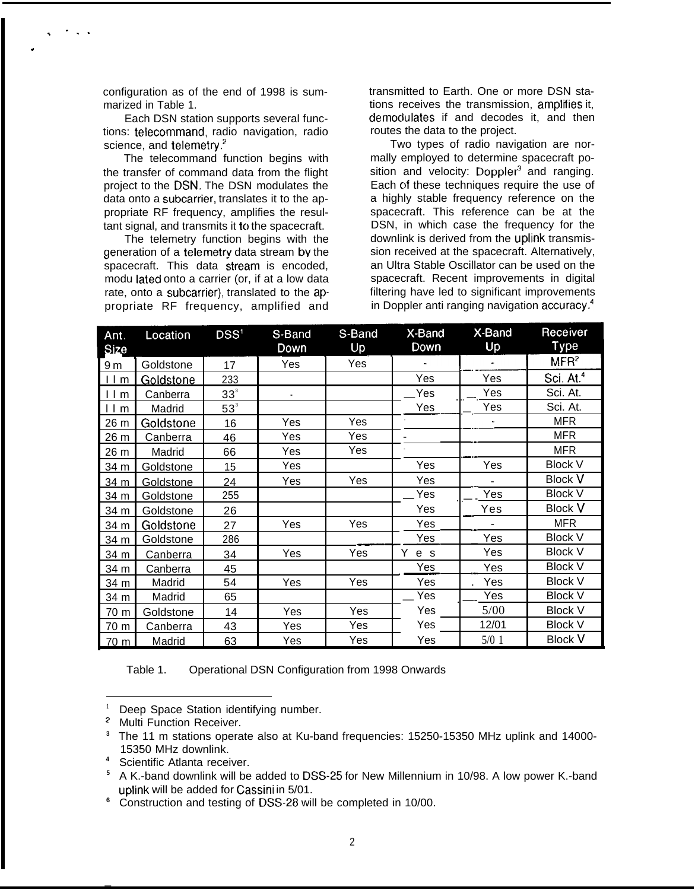configuration as of the end of 1998 is summarized in Table 1.

Each DSN station supports several functions: telecommand, radio navigation, radio science, and telemetry.[2]

The telecommand function begins with the transfer of command data from the flight project to the DSN. The DSN modulates the data onto a subcarrier, translates it to the appropriate RF frequency, amplifies the resultant signal, and transmits it to the spacecraft.

The telemetry function begins with the generation of a telemetry data stream by the spacecraft. This data stream is encoded, modulated onto a carrier (or, if at a low data rate, onto a subcarrier), translated to the appropriate RF frequency, amplified and transmitted to Earth. One or more DSN stations receives the transmission, amplifies it, demodulates if and decodes it, and then routes the data to the project.

Two types of radio navigation are normally employed to determine spacecraft position and velocity: Doppler[3] and ranging. Each of these techniques require the use of a highly stable frequency reference on the spacecraft. This reference can be at the DSN, in which case the frequency for the downlink is derived from the uplink transmission received at the spacecraft. Alternatively, an Ultra Stable Oscillator can be used on the spacecraft. Recent improvements in digital filtering have led to significant improvements in Doppler anti ranging navigation accuracy.[4]

| Ant. Size | Location | DSS[1] | S-Band Down | S-Band Up | X-Band Down | X-Band Up | Receiver Type |
|---|---|---|---|---|---|---|---|
| 9 m | Goldstone | 17 | Yes | Yes | - | - | MFR[2] |
| 11 m | Goldstone | 233 | | | Yes | Yes | Sci. At.[4] |
| 11 m | Canberra | 33[3] | - | | Yes | Yes | Sci. At. |
| 11 m | Madrid | 53[3] | | | Yes | Yes | Sci. At. |
| 26 m | Goldstone | 16 | Yes | Yes | - | - | MFR |
| 26 m | Canberra | 46 | Yes | Yes | - | - | MFR |
| 26 m | Madrid | 66 | Yes | Yes | - | - | MFR |
| 34 m | Goldstone | 15 | Yes | | Yes | Yes | Block V |
| 34 m | Goldstone | 24 | Yes | Yes | Yes | - | Block V |
| 34 m | Goldstone | 255 | | | Yes | Yes | Block V |
| 34 m | Goldstone | 26 | | | Yes | Yes | Block V |
| 34 m | Goldstone | 27 | Yes | Yes | Yes | - | MFR |
| 34 m | Goldstone | 286 | | | Yes | Yes | Block V |
| 34 m | Canberra | 34 | Yes | Yes | Yes | Yes | Block V |
| 34 m | Canberra | 45 | | | Yes | Yes | Block V |
| 34 m | Madrid | 54 | Yes | Yes | Yes | Yes | Block V |
| 34 m | Madrid | 65 | | | Yes | Yes | Block V |
| 70 m | Goldstone | 14 | Yes | Yes | Yes | 5/00 | Block V |
| 70 m | Canberra | 43 | Yes | Yes | Yes | 12/01 | Block V |
| 70 m | Madrid | 63 | Yes | Yes | Yes | 5/01 | Block V |

Table 1. Operational DSN Configuration from 1998 Onwards

---

1 Deep Space Station identifying number.
2 Multi Function Receiver.
3 The 11 m stations operate also at Ku-band frequencies: 15250-15350 MHz uplink and 14000-15350 MHz downlink.
4 Scientific Atlanta receiver.
5 A K.-band downlink will be added to DSS-25 for New Millennium in 10/98. A low power K.-band uplink will be added for Cassini in 5/01.
6 Construction and testing of DSS-28 will be completed in 10/00.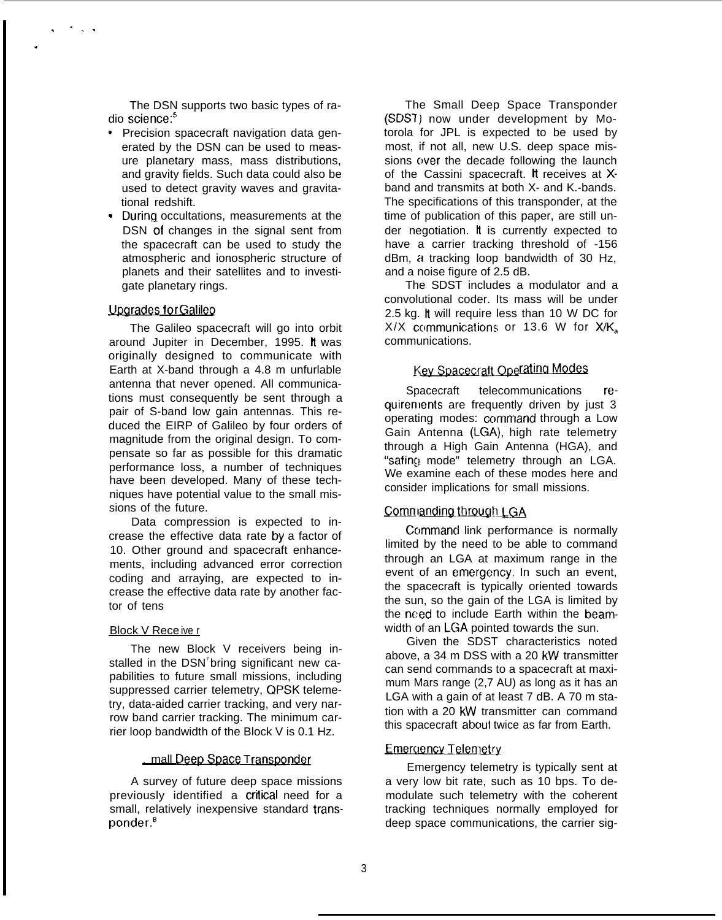The DSN supports two basic types of radio science:[5]

- Precision spacecraft navigation data generated by the DSN can be used to measure planetary mass, mass distributions, and gravity fields. Such data could also be used to detect gravity waves and gravitational redshift.
- During occultations, measurements at the DSN of changes in the signal sent from the spacecraft can be used to study the atmospheric and ionospheric structure of planets and their satellites and to investigate planetary rings.

### Upgrades for Galileo

The Galileo spacecraft will go into orbit around Jupiter in December, 1995. It was originally designed to communicate with Earth at X-band through a 4.8 m unfurlable antenna that never opened. All communications must consequently be sent through a pair of S-band low gain antennas. This reduced the EIRP of Galileo by four orders of magnitude from the original design. To compensate so far as possible for this dramatic performance loss, a number of techniques have been developed. Many of these techniques have potential value to the small missions of the future.

Data compression is expected to increase the effective data rate by a factor of 10. Other ground and spacecraft enhancements, including advanced error correction coding and arraying, are expected to increase the effective data rate by another factor of tens

### Block V Receiver

The new Block V receivers being installed in the DSN[7] bring significant new capabilities to future small missions, including suppressed carrier telemetry, QPSK telemetry, data-aided carrier tracking, and very narrow band carrier tracking. The minimum carrier loop bandwidth of the Block V is 0.1 Hz.

## Small Deep Space Transponder

A survey of future deep space missions previously identified a critical need for a small, relatively inexpensive standard transponder.[8]

The Small Deep Space Transponder (SDST) now under development by Motorola for JPL is expected to be used by most, if not all, new U.S. deep space missions over the decade following the launch of the Cassini spacecraft. It receives at X-band and transmits at both X- and $K_a$-bands. The specifications of this transponder, at the time of publication of this paper, are still under negotiation. It is currently expected to have a carrier tracking threshold of -156 dBm, a tracking loop bandwidth of 30 Hz, and a noise figure of 2.5 dB.

The SDST includes a modulator and a convolutional coder. Its mass will be under 2.5 kg. It will require less than 10 W DC for X/X communications or 13.6 W for X/$K_a$ communications.

## Key Spacecraft Operating Modes

Spacecraft telecommunications requirements are frequently driven by just 3 operating modes: command through a Low Gain Antenna (LGA), high rate telemetry through a High Gain Antenna (HGA), and "safing mode" telemetry through an LGA. We examine each of these modes here and consider implications for small missions.

### Commanding through LGA

Command link performance is normally limited by the need to be able to command through an LGA at maximum range in the event of an emergency. In such an event, the spacecraft is typically oriented towards the sun, so the gain of the LGA is limited by the need to include Earth within the beamwidth of an LGA pointed towards the sun.

Given the SDST characteristics noted above, a 34 m DSS with a 20 kW transmitter can send commands to a spacecraft at maximum Mars range (2.7 AU) as long as it has an LGA with a gain of at least 7 dB. A 70 m station with a 20 kW transmitter can command this spacecraft about twice as far from Earth.

### Emergency Telemetry

Emergency telemetry is typically sent at a very low bit rate, such as 10 bps. To demodulate such telemetry with the coherent tracking techniques normally employed for deep space communications, the carrier sig-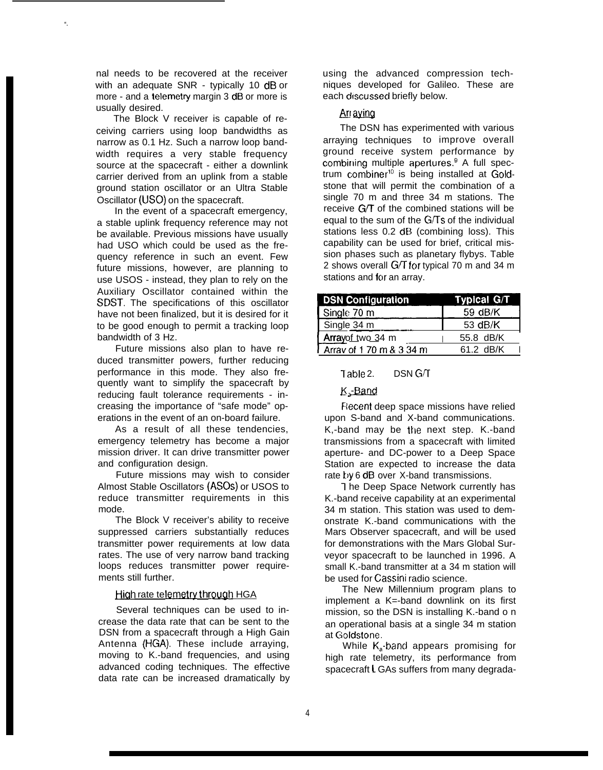nal needs to be recovered at the receiver with an adequate SNR - typically 10 dB or more - and a telemetry margin 3 dB or more is usually desired.

The Block V receiver is capable of receiving carriers using loop bandwidths as narrow as 0.1 Hz. Such a narrow loop bandwidth requires a very stable frequency source at the spacecraft - either a downlink carrier derived from an uplink from a stable ground station oscillator or an Ultra Stable Oscillator (USO) on the spacecraft.

In the event of a spacecraft emergency, a stable uplink frequency reference may not be available. Previous missions have usually had USO which could be used as the frequency reference in such an event. Few future missions, however, are planning to use USOS - instead, they plan to rely on the Auxiliary Oscillator contained within the SDST. The specifications of this oscillator have not been finalized, but it is desired for it to be good enough to permit a tracking loop bandwidth of 3 Hz.

Future missions also plan to have reduced transmitter powers, further reducing performance in this mode. They also frequently want to simplify the spacecraft by reducing fault tolerance requirements - increasing the importance of "safe mode" operations in the event of an on-board failure.

As a result of all these tendencies, emergency telemetry has become a major mission driver. It can drive transmitter power and configuration design.

Future missions may wish to consider Almost Stable Oscillators (ASOs) or USOS to reduce transmitter requirements in this mode.

The Block V receiver's ability to receive suppressed carriers substantially reduces transmitter power requirements at low data rates. The use of very narrow band tracking loops reduces transmitter power requirements still further.

## High rate telemetry through HGA

Several techniques can be used to increase the data rate that can be sent to the DSN from a spacecraft through a High Gain Antenna (HGA). These include arraying, moving to K.-band frequencies, and using advanced coding techniques. The effective data rate can be increased dramatically by using the advanced compression techniques developed for Galileo. These are each discussed briefly below.

### Arraying

The DSN has experimented with various arraying techniques to improve overall ground receive system performance by combining multiple apertures.[9] A full spectrum combiner[10] is being installed at Goldstone that will permit the combination of a single 70 m and three 34 m stations. The receive G/T of the combined stations will be equal to the sum of the G/Ts of the individual stations less 0.2 dB (combining loss). This capability can be used for brief, critical mission phases such as planetary flybys. Table 2 shows overall G/T for typical 70 m and 34 m stations and for an array.

| DSN Configuration | Typical G/T |
|---|---|
| Single 70 m | 59 dB/K |
| Single 34 m | 53 dB/K |
| Array of two 34 m | 55.8 dB/K |
| Array of 1 70 m & 3 34 m | 61.2 dB/K |

Table 2. DSN G/T

### $K_a$-Band

Recent deep space missions have relied upon S-band and X-band communications. K,-band may be the next step. K.-band transmissions from a spacecraft with limited aperture- and DC-power to a Deep Space Station are expected to increase the data rate by 6 dB over X-band transmissions.

The Deep Space Network currently has K.-band receive capability at an experimental 34 m station. This station was used to demonstrate K.-band communications with the Mars Observer spacecraft, and will be used for demonstrations with the Mars Global Surveyor spacecraft to be launched in 1996. A small K.-band transmitter at a 34 m station will be used for Cassini radio science.

The New Millennium program plans to implement a K=-band downlink on its first mission, so the DSN is installing K.-band on an operational basis at a single 34 m station at Goldstone.

While $K_a$-band appears promising for high rate telemetry, its performance from spacecraft LGAs suffers from many degrada-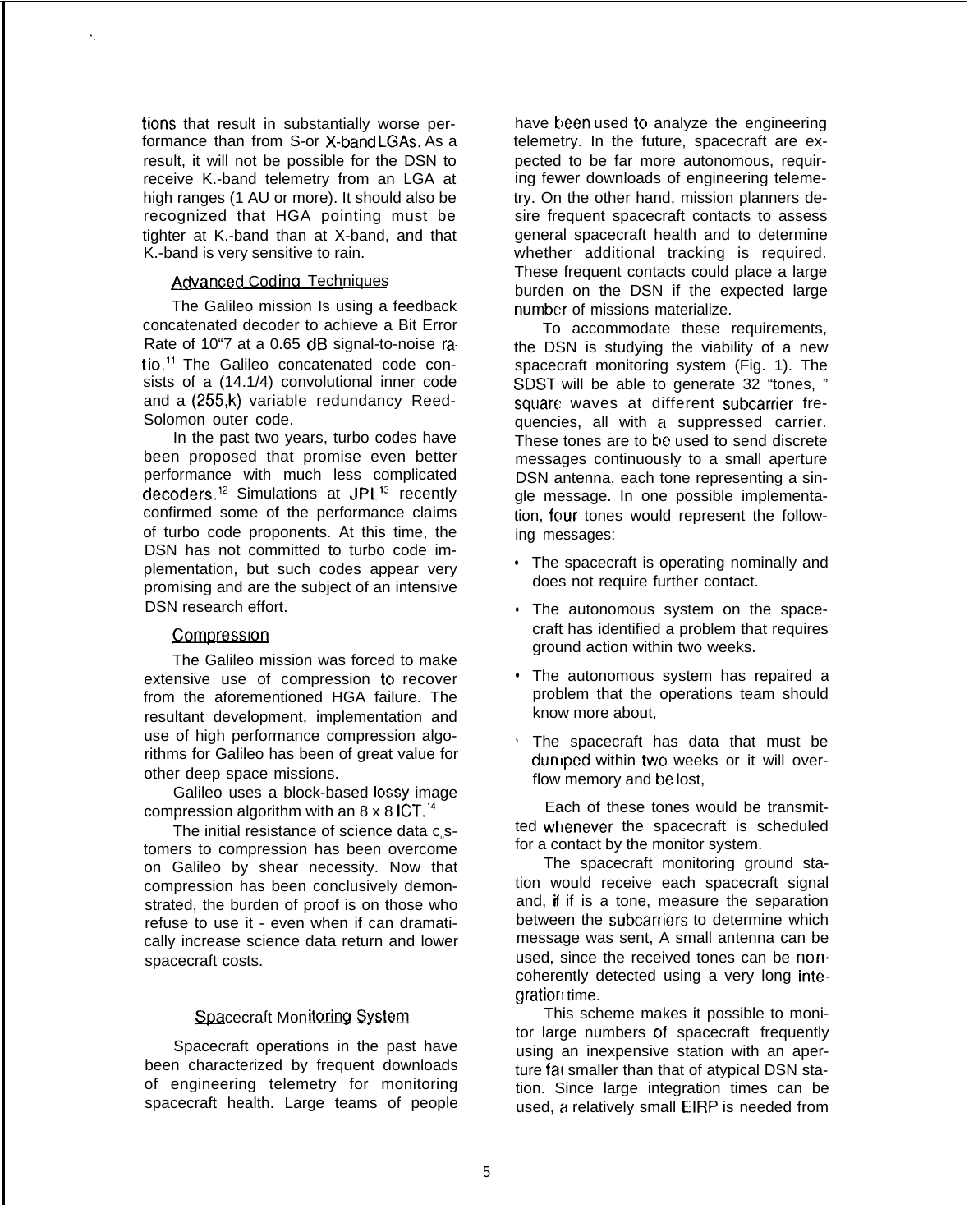tions that result in substantially worse performance than from S-or X-band LGAs. As a result, it will not be possible for the DSN to receive K.-band telemetry from an LGA at high ranges (1 AU or more). It should also be recognized that HGA pointing must be tighter at K.-band than at X-band, and that K.-band is very sensitive to rain.

### Advanced Coding Techniques

The Galileo mission Is using a feedback concatenated decoder to achieve a Bit Error Rate of 10"7 at a 0.65 dB signal-to-noise ratio.[11] The Galileo concatenated code consists of a (14.1/4) convolutional inner code and a (255,k) variable redundancy Reed-Solomon outer code.

In the past two years, turbo codes have been proposed that promise even better performance with much less complicated decoders.[12] Simulations at JPL[13] recently confirmed some of the performance claims of turbo code proponents. At this time, the DSN has not committed to turbo code implementation, but such codes appear very promising and are the subject of an intensive DSN research effort.

### Compression

The Galileo mission was forced to make extensive use of compression to recover from the aforementioned HGA failure. The resultant development, implementation and use of high performance compression algorithms for Galileo has been of great value for other deep space missions.

Galileo uses a block-based lossy image compression algorithm with an 8 x 8 ICT.[14]

The initial resistance of science data customers to compression has been overcome on Galileo by shear necessity. Now that compression has been conclusively demonstrated, the burden of proof is on those who refuse to use it - even when if can dramatically increase science data return and lower spacecraft costs.

### Spacecraft Monitoring System

Spacecraft operations in the past have been characterized by frequent downloads of engineering telemetry for monitoring spacecraft health. Large teams of people have been used to analyze the engineering telemetry. In the future, spacecraft are expected to be far more autonomous, requiring fewer downloads of engineering telemetry. On the other hand, mission planners desire frequent spacecraft contacts to assess general spacecraft health and to determine whether additional tracking is required. These frequent contacts could place a large burden on the DSN if the expected large number of missions materialize.

To accommodate these requirements, the DSN is studying the viability of a new spacecraft monitoring system (Fig. 1). The SDST will be able to generate 32 "tones, " square waves at different subcarrier frequencies, all with a suppressed carrier. These tones are to be used to send discrete messages continuously to a small aperture DSN antenna, each tone representing a single message. In one possible implementation, four tones would represent the following messages:

- The spacecraft is operating nominally and does not require further contact.
- The autonomous system on the spacecraft has identified a problem that requires ground action within two weeks.
- The autonomous system has repaired a problem that the operations team should know more about,
- The spacecraft has data that must be dumped within two weeks or it will overflow memory and be lost,

Each of these tones would be transmitted whenever the spacecraft is scheduled for a contact by the monitor system.

The spacecraft monitoring ground station would receive each spacecraft signal and, if if is a tone, measure the separation between the subcarriers to determine which message was sent, A small antenna can be used, since the received tones can be noncoherently detected using a very long integration time.

This scheme makes it possible to monitor large numbers of spacecraft frequently using an inexpensive station with an aperture far smaller than that of atypical DSN station. Since large integration times can be used, a relatively small EIRP is needed from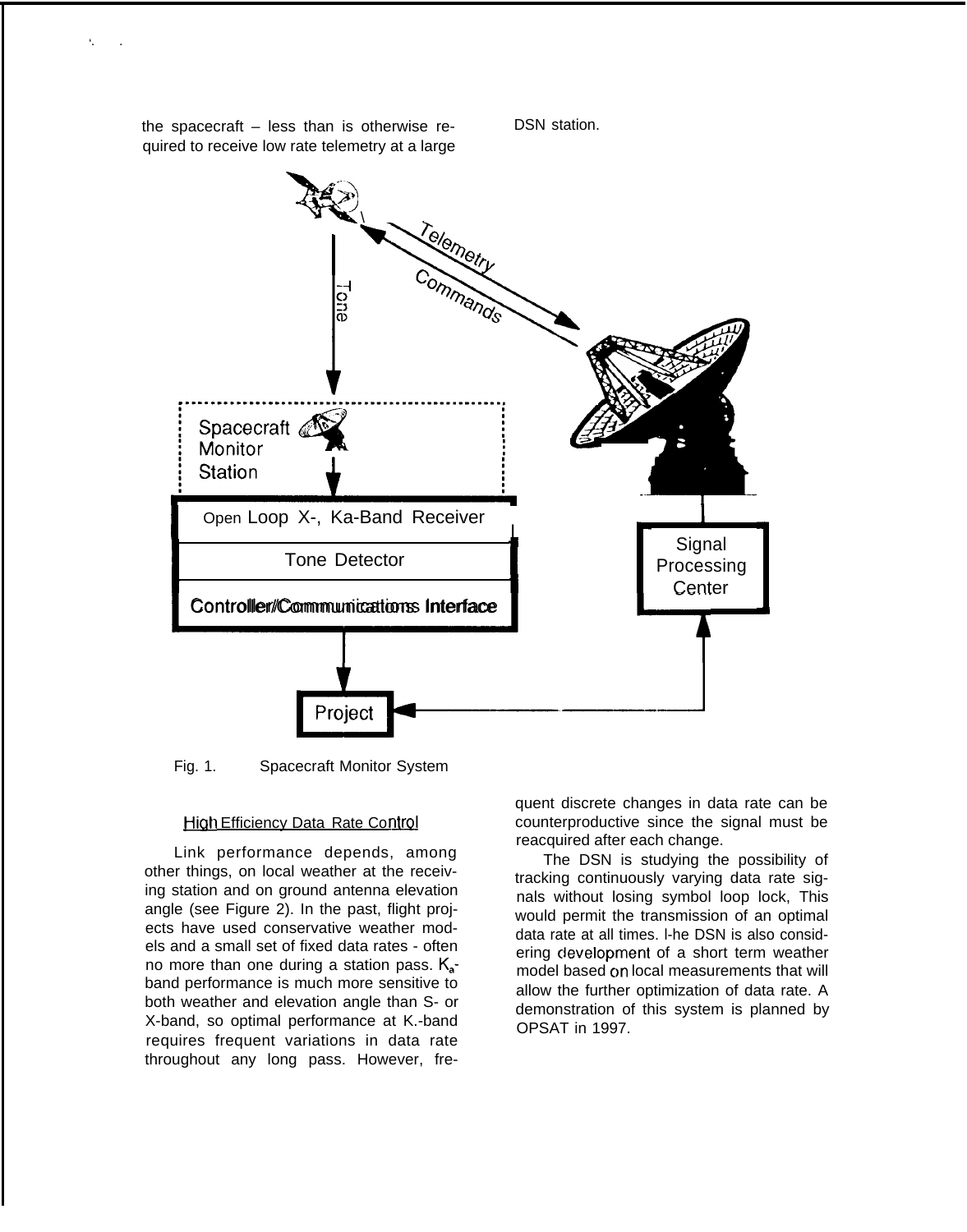the spacecraft – less than is otherwise required to receive low rate telemetry at a large DSN station.

Fig. 1. Spacecraft Monitor System

### High Efficiency Data Rate Control

Link performance depends, among other things, on local weather at the receiving station and on ground antenna elevation angle (see Figure 2). In the past, flight projects have used conservative weather models and a small set of fixed data rates - often no more than one during a station pass. $K_a$-band performance is much more sensitive to both weather and elevation angle than S- or X-band, so optimal performance at $K_a$-band requires frequent variations in data rate throughout any long pass. However, frequent discrete changes in data rate can be counterproductive since the signal must be reacquired after each change.

The DSN is studying the possibility of tracking continuously varying data rate signals without losing symbol loop lock, This would permit the transmission of an optimal data rate at all times. The DSN is also considering development of a short term weather model based on local measurements that will allow the further optimization of data rate. A demonstration of this system is planned by OPSAT in 1997.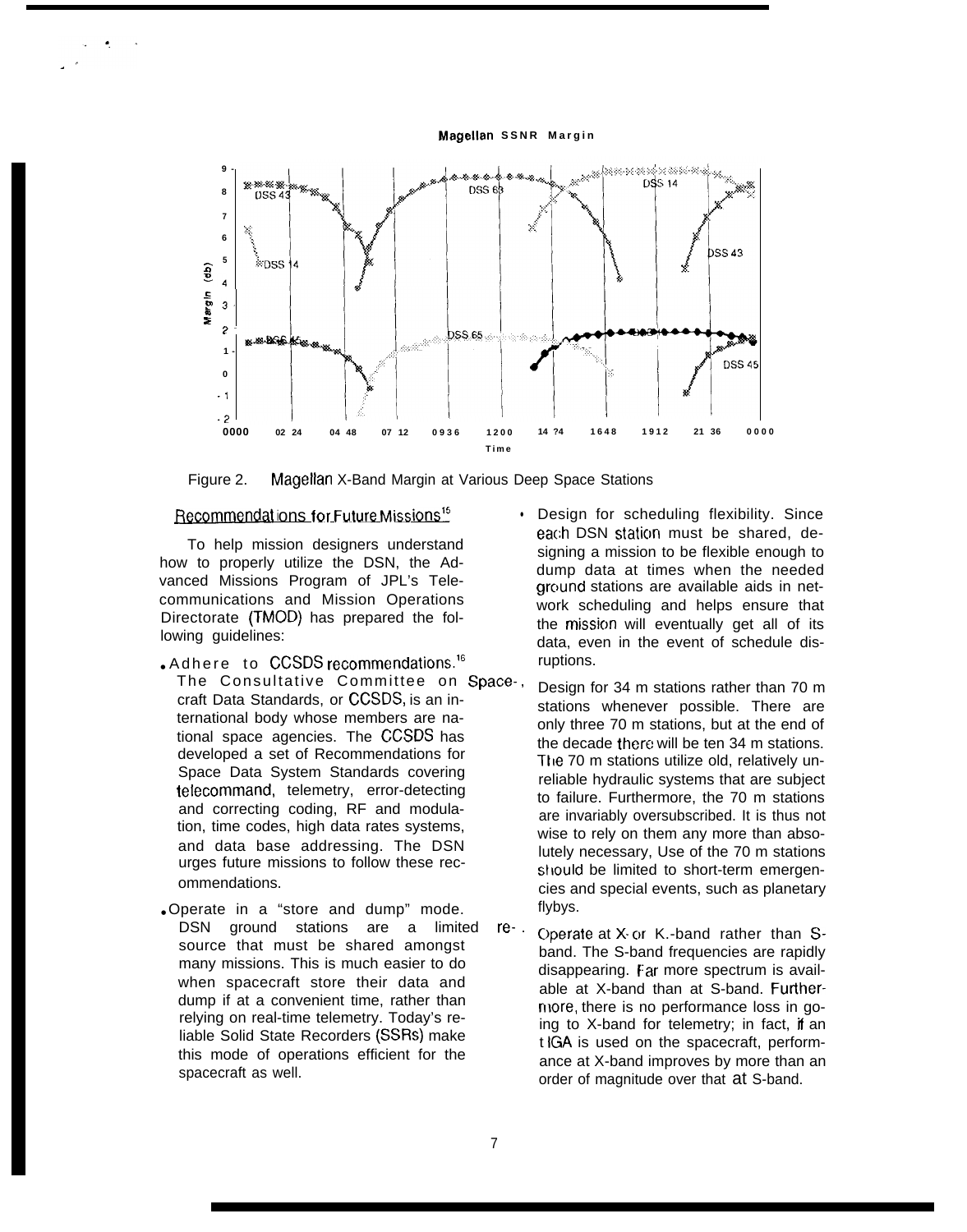Figure 2. Magellan X-Band Margin at Various Deep Space Stations

## Recommendations for Future Missions[15]

To help mission designers understand how to properly utilize the DSN, the Advanced Missions Program of JPL's Telecommunications and Mission Operations Directorate (TMOD) has prepared the following guidelines:

- Adhere to CCSDS recommendations.[16] The Consultative Committee on Spacecraft Data Standards, or CCSDS, is an international body whose members are national space agencies. The CCSDS has developed a set of Recommendations for Space Data System Standards covering telecommand, telemetry, error-detecting and correcting coding, RF and modulation, time codes, high data rates systems, and data base addressing. The DSN urges future missions to follow these recommendations.

- Operate in a "store and dump" mode. DSN ground stations are a limited resource that must be shared amongst many missions. This is much easier to do when spacecraft store their data and dump if at a convenient time, rather than relying on real-time telemetry. Today's reliable Solid State Recorders (SSRs) make this mode of operations efficient for the spacecraft as well.

- Design for scheduling flexibility. Since each DSN station must be shared, designing a mission to be flexible enough to dump data at times when the needed ground stations are available aids in network scheduling and helps ensure that the mission will eventually get all of its data, even in the event of schedule disruptions.

- Design for 34 m stations rather than 70 m stations whenever possible. There are only three 70 m stations, but at the end of the decade there will be ten 34 m stations. The 70 m stations utilize old, relatively unreliable hydraulic systems that are subject to failure. Furthermore, the 70 m stations are invariably oversubscribed. It is thus not wise to rely on them any more than absolutely necessary, Use of the 70 m stations should be limited to short-term emergencies and special events, such as planetary flybys.

- Operate at X- or K.-band rather than S-band. The S-band frequencies are rapidly disappearing. Far more spectrum is available at X-band than at S-band. Furthermore, there is no performance loss in going to X-band for telemetry; in fact, if an HGA is used on the spacecraft, performance at X-band improves by more than an order of magnitude over that at S-band.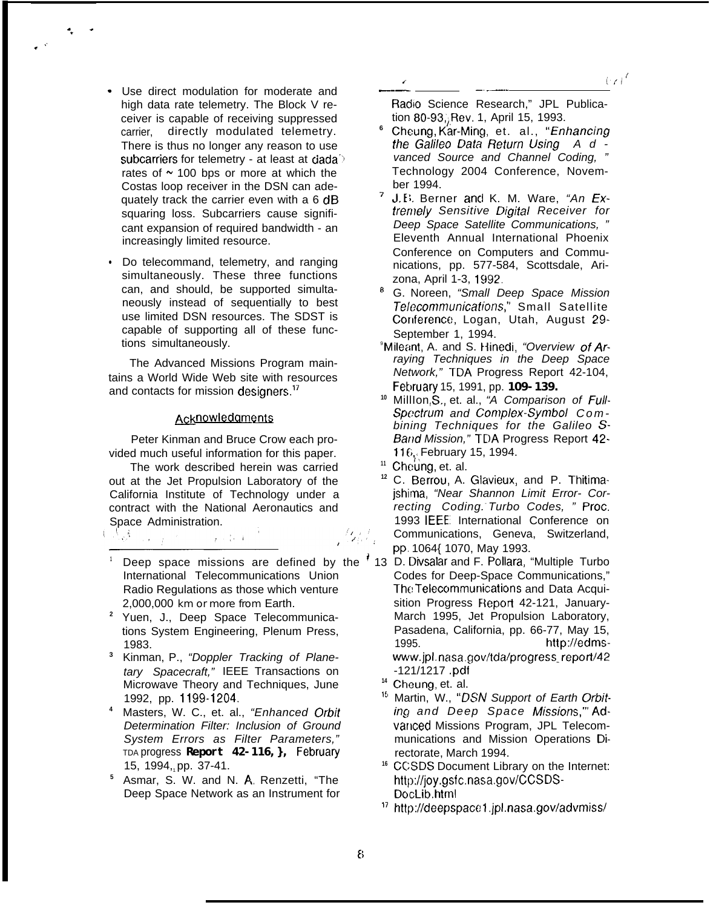- Use direct modulation for moderate and high data rate telemetry. The Block V receiver is capable of receiving suppressed carrier, directly modulated telemetry. There is thus no longer any reason to use subcarriers for telemetry - at least at dada rates of ~ 100 bps or more at which the Costas loop receiver in the DSN can adequately track the carrier even with a 6 dB squaring loss. Subcarriers cause significant expansion of required bandwidth - an increasingly limited resource.
- Do telecommand, telemetry, and ranging simultaneously. These three functions can, and should, be supported simultaneously instead of sequentially to best use limited DSN resources. The SDST is capable of supporting all of these functions simultaneously.

The Advanced Missions Program maintains a World Wide Web site with resources and contacts for mission designers.[17]

## Acknowledgments

Peter Kinman and Bruce Crow each provided much useful information for this paper.

The work described herein was carried out at the Jet Propulsion Laboratory of the California Institute of Technology under a contract with the National Aeronautics and Space Administration.

---

1. Deep space missions are defined by the International Telecommunications Union Radio Regulations as those which venture 2,000,000 km or more from Earth.
2. Yuen, J., Deep Space Telecommunications System Engineering, Plenum Press, 1983.
3. Kinman, P., *"Doppler Tracking of Planetary Spacecraft,"* IEEE Transactions on Microwave Theory and Techniques, June 1992, pp. 1199-1204.
4. Masters, W. C., et. al., *"Enhanced Orbit Determination Filter: Inclusion of Ground System Errors as Filter Parameters,"* TDA progress **Report 42-116,** February 15, 1994, pp. 37-41.
5. Asmar, S. W. and N. A. Renzetti, "The Deep Space Network as an Instrument for Radio Science Research," JPL Publication 80-93, Rev. 1, April 15, 1993.
6. Cheung, Kar-Ming, et. al., "*Enhancing the Galileo Data Return Using Advanced Source and Channel Coding,"* Technology 2004 Conference, November 1994.
7. J. B. Berner and K. M. Ware, *"An Extremely Sensitive Digital Receiver for Deep Space Satellite Communications,"* Eleventh Annual International Phoenix Conference on Computers and Communications, pp. 577-584, Scottsdale, Arizona, April 1-3, 1992.
8. G. Noreen, *"Small Deep Space Mission Telecommunications,"* Small Satellite Conference, Logan, Utah, August 29-September 1, 1994.
9. Mileant, A. and S. Hinedi, *"Overview of Arraying Techniques in the Deep Space Network,"* TDA Progress Report 42-104, February 15, 1991, pp. **109-139.**
10. Million, S., et. al., *"A Comparison of Full-Spectrum and Complex-Symbol Combining Techniques for the Galileo S-Band Mission,"* TDA Progress Report 42-116, February 15, 1994.
11. Cheung, et. al.
12. C. Berrou, A. Glavieux, and P. Thitimajshima, *"Near Shannon Limit Error-Correcting Coding: Turbo Codes,"* Proc. 1993 IEEE International Conference on Communications, Geneva, Switzerland, pp. 1064-1070, May 1993.
13. D. Divsalar and F. Pollara, "Multiple Turbo Codes for Deep-Space Communications," The Telecommunications and Data Acquisition Progress Report 42-121, January-March 1995, Jet Propulsion Laboratory, Pasadena, California, pp. 66-77, May 15, 1995. http://edms-www.jpl.nasa.gov/tda/progress_report/42-121/1217 .pdf
14. Cheung, et. al.
15. Martin, W., "*DSN Support of Earth Orbiting and Deep Space Missions,"* Advanced Missions Program, JPL Telecommunications and Mission Operations Directorate, March 1994.
16. CCSDS Document Library on the Internet: http://joy.gsfc.nasa.gov/CCSDS-DocLib.html
17. http://deepspace1.jpl.nasa.gov/advmiss/